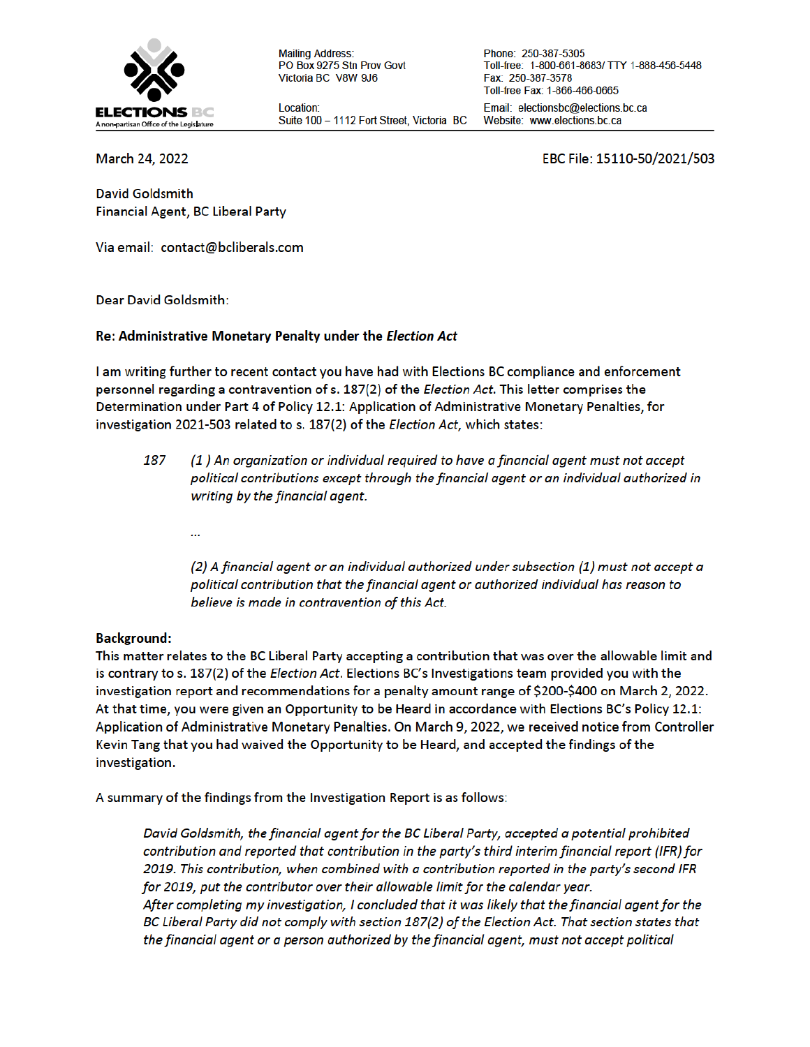ELECTIONS BC
A non-partisan Office of the Legislature

Mailing Address:
PO Box 9275 Stn Prov Govt
Victoria BC V8W 9J6

Location:
Suite 100 – 1112 Fort Street, Victoria BC

Phone: 250-387-5305
Toll-free: 1-800-661-8683/ TTY 1-888-456-5448
Fax: 250-387-3578
Toll-free Fax: 1-866-466-0665
Email: electionsbc@elections.bc.ca
Website: www.elections.bc.ca

March 24, 2022

EBC File: 15110-50/2021/503

David Goldsmith
Financial Agent, BC Liberal Party

Via email: contact@bcliberals.com

Dear David Goldsmith:

**Re: Administrative Monetary Penalty under the *Election Act***

I am writing further to recent contact you have had with Elections BC compliance and enforcement personnel regarding a contravention of s. 187(2) of the *Election Act*. This letter comprises the Determination under Part 4 of Policy 12.1: Application of Administrative Monetary Penalties, for investigation 2021-503 related to s. 187(2) of the *Election Act*, which states:

> *187 (1 ) An organization or individual required to have a financial agent must not accept political contributions except through the financial agent or an individual authorized in writing by the financial agent.*
>
> *...*
>
> *(2) A financial agent or an individual authorized under subsection (1) must not accept a political contribution that the financial agent or authorized individual has reason to believe is made in contravention of this Act.*

**Background:**

This matter relates to the BC Liberal Party accepting a contribution that was over the allowable limit and is contrary to s. 187(2) of the *Election Act*. Elections BC's Investigations team provided you with the investigation report and recommendations for a penalty amount range of $200-$400 on March 2, 2022. At that time, you were given an Opportunity to be Heard in accordance with Elections BC's Policy 12.1: Application of Administrative Monetary Penalties. On March 9, 2022, we received notice from Controller Kevin Tang that you had waived the Opportunity to be Heard, and accepted the findings of the investigation.

A summary of the findings from the Investigation Report is as follows:

> *David Goldsmith, the financial agent for the BC Liberal Party, accepted a potential prohibited contribution and reported that contribution in the party's third interim financial report (IFR) for 2019. This contribution, when combined with a contribution reported in the party's second IFR for 2019, put the contributor over their allowable limit for the calendar year.*
>
> *After completing my investigation, I concluded that it was likely that the financial agent for the BC Liberal Party did not comply with section 187(2) of the Election Act. That section states that the financial agent or a person authorized by the financial agent, must not accept political*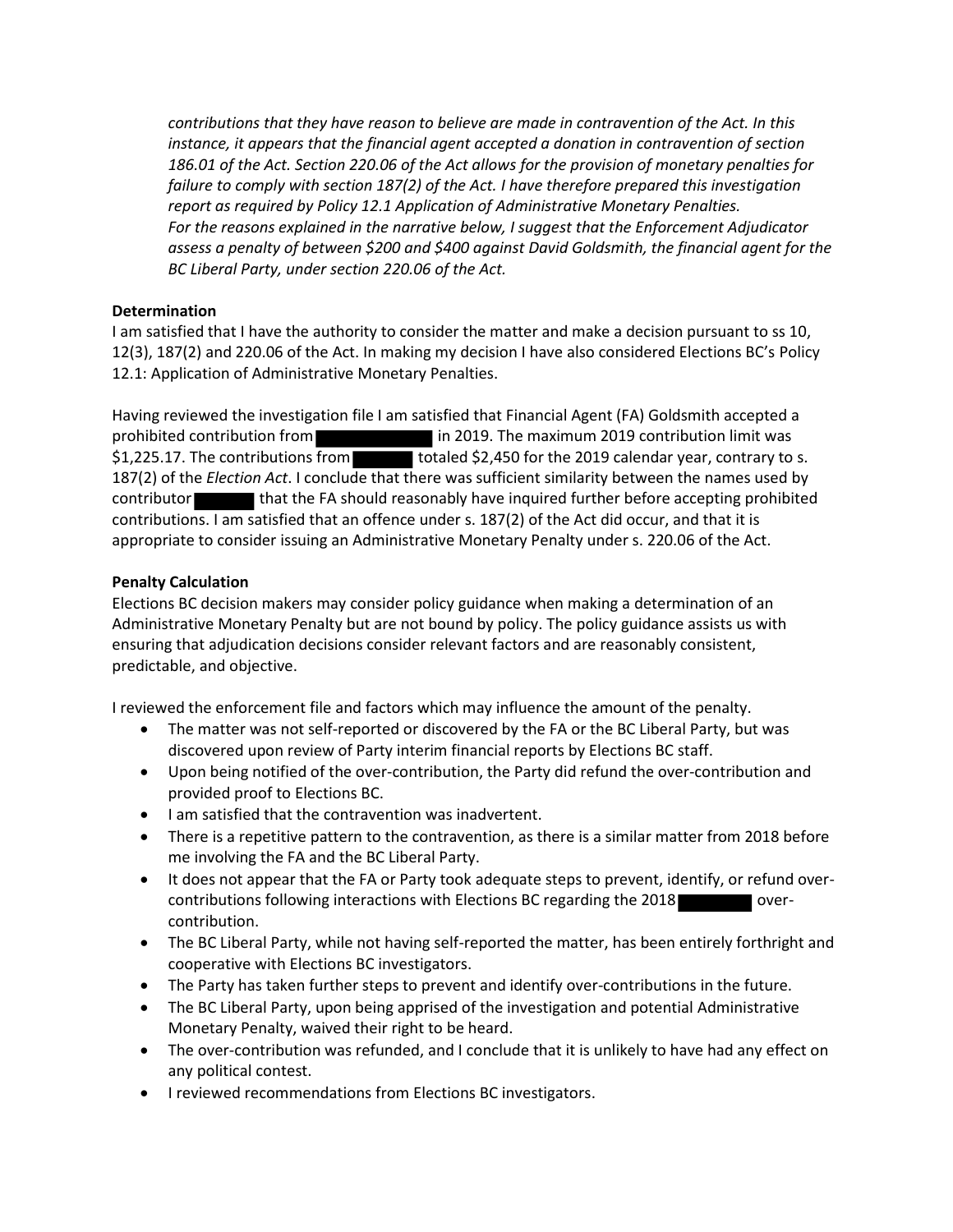*contributions that they have reason to believe are made in contravention of the Act. In this instance, it appears that the financial agent accepted a donation in contravention of section 186.01 of the Act. Section 220.06 of the Act allows for the provision of monetary penalties for failure to comply with section 187(2) of the Act. I have therefore prepared this investigation report as required by Policy 12.1 Application of Administrative Monetary Penalties.*
*For the reasons explained in the narrative below, I suggest that the Enforcement Adjudicator assess a penalty of between $200 and $400 against David Goldsmith, the financial agent for the BC Liberal Party, under section 220.06 of the Act.*

**Determination**
I am satisfied that I have the authority to consider the matter and make a decision pursuant to ss 10, 12(3), 187(2) and 220.06 of the Act. In making my decision I have also considered Elections BC's Policy 12.1: Application of Administrative Monetary Penalties.

Having reviewed the investigation file I am satisfied that Financial Agent (FA) Goldsmith accepted a prohibited contribution from ██████████ in 2019. The maximum 2019 contribution limit was $1,225.17. The contributions from ██████ totaled $2,450 for the 2019 calendar year, contrary to s. 187(2) of the *Election Act*. I conclude that there was sufficient similarity between the names used by contributor ██████ that the FA should reasonably have inquired further before accepting prohibited contributions. I am satisfied that an offence under s. 187(2) of the Act did occur, and that it is appropriate to consider issuing an Administrative Monetary Penalty under s. 220.06 of the Act.

**Penalty Calculation**
Elections BC decision makers may consider policy guidance when making a determination of an Administrative Monetary Penalty but are not bound by policy. The policy guidance assists us with ensuring that adjudication decisions consider relevant factors and are reasonably consistent, predictable, and objective.

I reviewed the enforcement file and factors which may influence the amount of the penalty.

- The matter was not self-reported or discovered by the FA or the BC Liberal Party, but was discovered upon review of Party interim financial reports by Elections BC staff.
- Upon being notified of the over-contribution, the Party did refund the over-contribution and provided proof to Elections BC.
- I am satisfied that the contravention was inadvertent.
- There is a repetitive pattern to the contravention, as there is a similar matter from 2018 before me involving the FA and the BC Liberal Party.
- It does not appear that the FA or Party took adequate steps to prevent, identify, or refund over-contributions following interactions with Elections BC regarding the 2018 ████████ over-contribution.
- The BC Liberal Party, while not having self-reported the matter, has been entirely forthright and cooperative with Elections BC investigators.
- The Party has taken further steps to prevent and identify over-contributions in the future.
- The BC Liberal Party, upon being apprised of the investigation and potential Administrative Monetary Penalty, waived their right to be heard.
- The over-contribution was refunded, and I conclude that it is unlikely to have had any effect on any political contest.
- I reviewed recommendations from Elections BC investigators.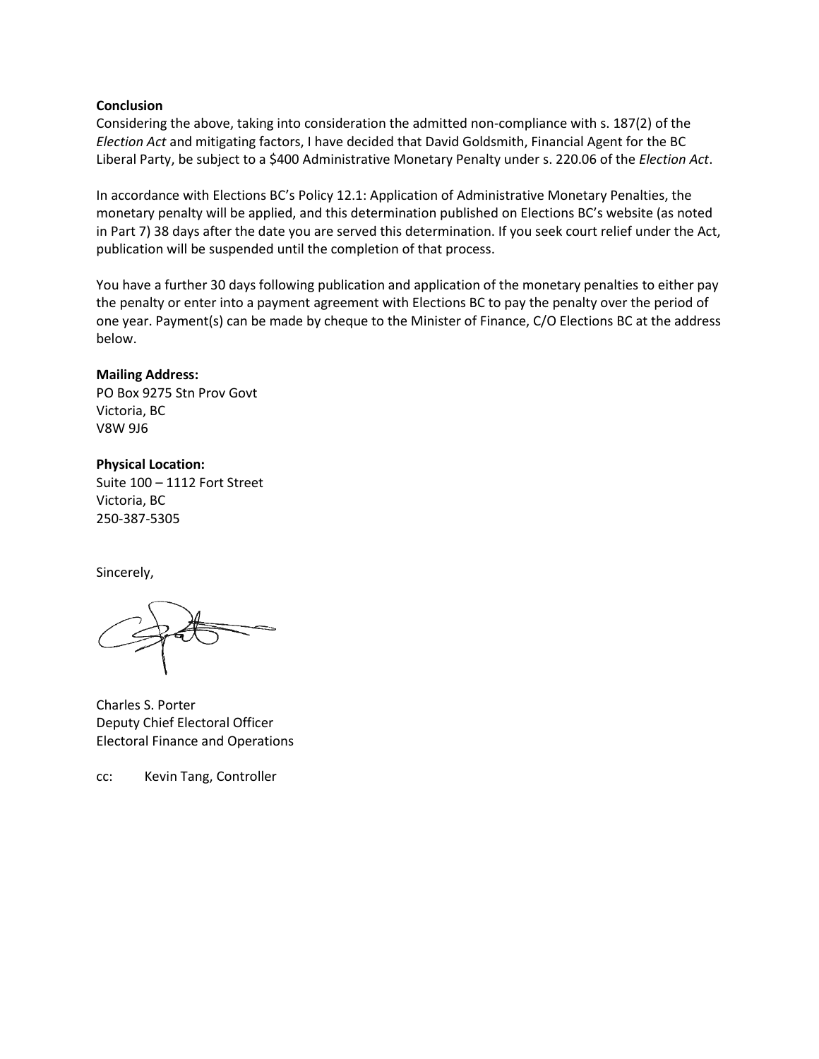**Conclusion**

Considering the above, taking into consideration the admitted non-compliance with s. 187(2) of the *Election Act* and mitigating factors, I have decided that David Goldsmith, Financial Agent for the BC Liberal Party, be subject to a $400 Administrative Monetary Penalty under s. 220.06 of the *Election Act*.

In accordance with Elections BC's Policy 12.1: Application of Administrative Monetary Penalties, the monetary penalty will be applied, and this determination published on Elections BC's website (as noted in Part 7) 38 days after the date you are served this determination. If you seek court relief under the Act, publication will be suspended until the completion of that process.

You have a further 30 days following publication and application of the monetary penalties to either pay the penalty or enter into a payment agreement with Elections BC to pay the penalty over the period of one year. Payment(s) can be made by cheque to the Minister of Finance, C/O Elections BC at the address below.

**Mailing Address:**
PO Box 9275 Stn Prov Govt
Victoria, BC
V8W 9J6

**Physical Location:**
Suite 100 – 1112 Fort Street
Victoria, BC
250-387-5305

Sincerely,

Charles S. Porter
Deputy Chief Electoral Officer
Electoral Finance and Operations

cc: Kevin Tang, Controller